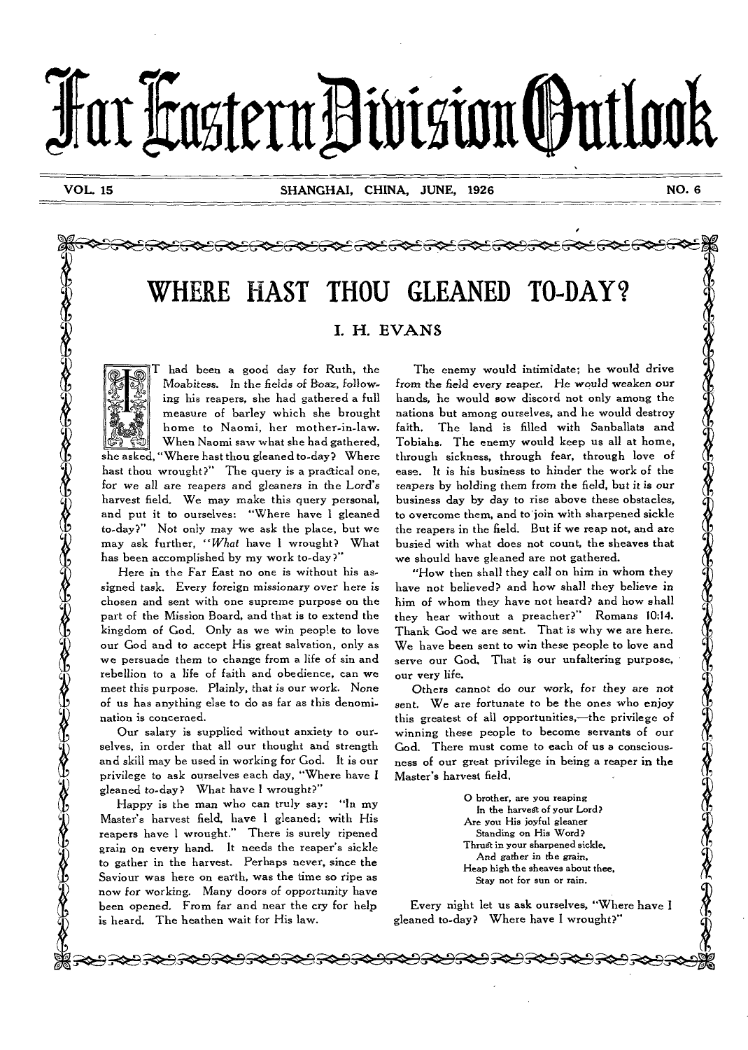# Far Eastern Division Outlook

VOL. 15 SHANGHAI, CHINA, JUNE, 1926 NO. 6

## WHERE HAST THOU GLEANED TO-DAY?

### I. H. EVANS

It had been a good day for Ruth, the Moabitess. In the fields of Boaz, following his reapers, she had gathered a full measure of barley which she brought home to Naomi, her mother-in-law. When Naomi saw what she had gathered, she asked, "Where hast thou gleaned to-day? Where hast thou wrought?" The query is a practical one, for we all are reapers and gleaners in the Lord's harvest field. We may make this query personal, and put it to ourselves: "Where have I gleaned to-day?" Not only may we ask the place, but we may ask further, "*What* have I wrought? What has been accomplished by my work to-day?"

Here in the Far East no one is without his assigned task. Every foreign missionary over here is chosen and sent with one supreme purpose on the part of the Mission Board, and that is to extend the kingdom of God. Only as we win people to love our God and to accept His great salvation, only as we persuade them to change from a life of sin and rebellion to a life of faith and obedience, can we meet this purpose. Plainly, that is our work. None of us has anything else to do as far as this denomination is concerned.

Our salary is supplied without anxiety to ourselves, in order that all our thought and strength and skill may be used in working for God. It is our privilege to ask ourselves each day, "Where have I gleaned to-day? What have I wrought?"

Happy is the man who can truly say: "In my Master's harvest field, have I gleaned; with His reapers have I wrought." There is surely ripened grain on every hand. It needs the reaper's sickle to gather in the harvest. Perhaps never, since the Saviour was here on earth, was the time so ripe as now for working. Many doors of opportunity have been opened. From far and near the cry for help is heard. The heathen wait for His law.

The enemy would intimidate; he would drive from the field every reaper. He would weaken our hands, he would sow discord not only among the nations but among ourselves, and he would destroy faith. The land is filled with Sanballats and Tobiahs. The enemy would keep us all at home, through sickness, through fear, through love of ease. It is his business to hinder the work of the reapers by holding them from the field, but it is our business day by day to rise above these obstacles, to overcome them, and to join with sharpened sickle the reapers in the field. But if we reap not, and are busied with what does not count, the sheaves that we should have gleaned are not gathered.

"How then shall they call on him in whom they have not believed? and how shall they believe in him of whom they have not heard? and how shall they hear without a preacher?" Romans 10:14. Thank God we are sent. That is why we are here. We have been sent to win these people to love and serve our God. That is our unfaltering purpose, our very life.

Others cannot do our work, for they are not sent. We are fortunate to be the ones who enjoy this greatest of all opportunities,—the privilege of winning these people to become servants of our God. There must come to each of us a consciousness of our great privilege in being a reaper in the Master's harvest field.

> O brother, are you reaping
> In the harvest of your Lord?
> Are you His joyful gleaner
> Standing on His Word?
> Thrust in your sharpened sickle,
> And gather in the grain,
> Heap high the sheaves about thee,
> Stay not for sun or rain.

Every night let us ask ourselves, "Where have I gleaned to-day? Where have I wrought?"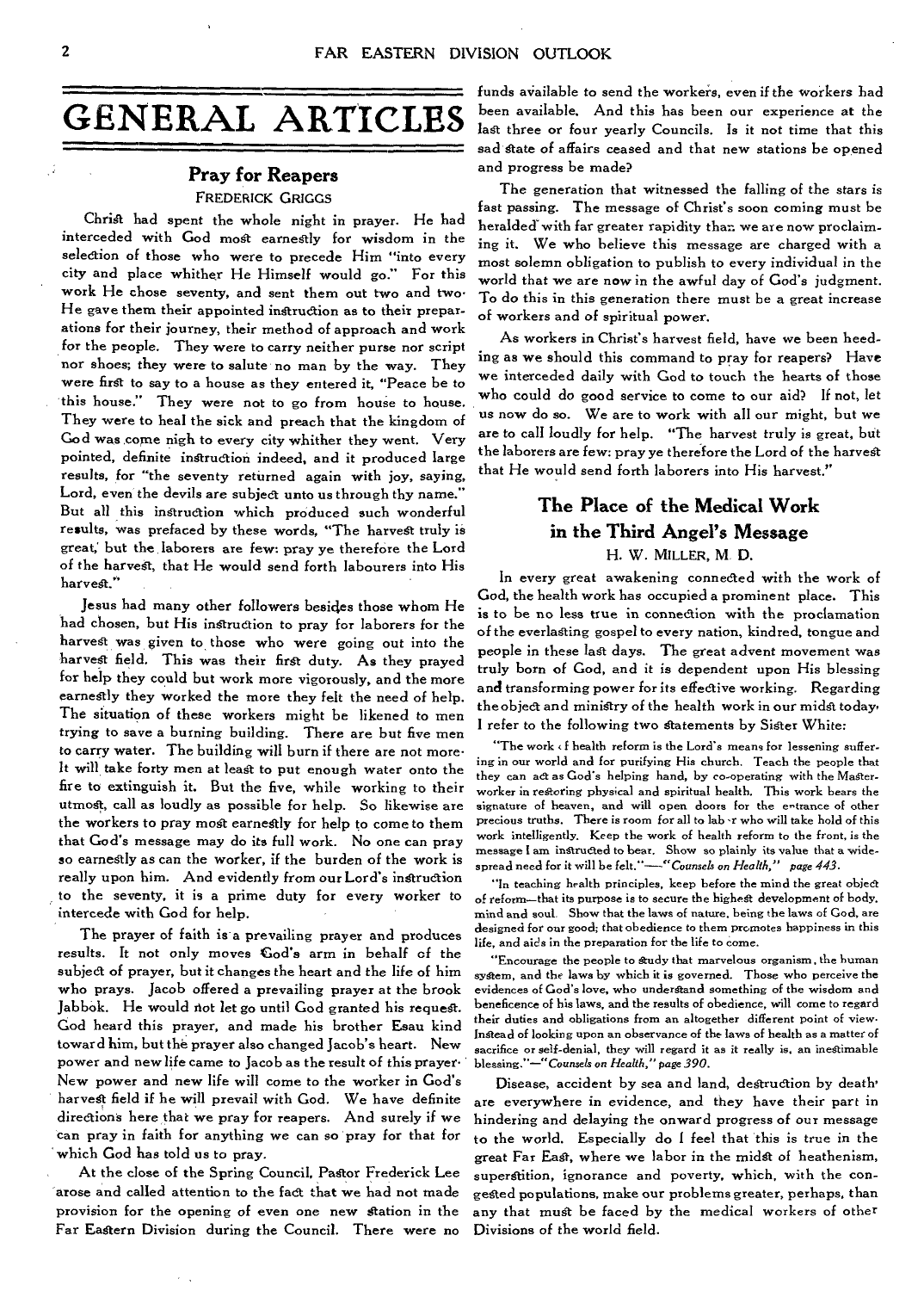# GENERAL ARTICLES

## Pray for Reapers

FREDERICK GRIGGS

Christ had spent the whole night in prayer. He had interceded with God most earnestly for wisdom in the selection of those who were to precede Him "into every city and place whither He Himself would go." For this work He chose seventy, and sent them out two and two. He gave them their appointed instruction as to their preparations for their journey, their method of approach and work for the people. They were to carry neither purse nor script nor shoes; they were to salute no man by the way. They were first to say to a house as they entered it, "Peace be to this house." They were not to go from house to house. They were to heal the sick and preach that the kingdom of God was come nigh to every city whither they went. Very pointed, definite instruction indeed, and it produced large results, for "the seventy returned again with joy, saying, Lord, even the devils are subject unto us through thy name." But all this instruction which produced such wonderful results, was prefaced by these words, "The harvest truly is great, but the laborers are few: pray ye therefore the Lord of the harvest, that He would send forth labourers into His harvest."

Jesus had many other followers besides those whom He had chosen, but His instruction to pray for laborers for the harvest was given to those who were going out into the harvest field. This was their first duty. As they prayed for help they could but work more vigorously, and the more earnestly they worked the more they felt the need of help. The situation of these workers might be likened to men trying to save a burning building. There are but five men to carry water. The building will burn if there are not more. It will take forty men at least to put enough water onto the fire to extinguish it. But the five, while working to their utmost, call as loudly as possible for help. So likewise are the workers to pray most earnestly for help to come to them that God's message may do its full work. No one can pray so earnestly as can the worker, if the burden of the work is really upon him. And evidently from our Lord's instruction to the seventy, it is a prime duty for every worker to intercede with God for help.

The prayer of faith is a prevailing prayer and produces results. It not only moves God's arm in behalf of the subject of prayer, but it changes the heart and the life of him who prays. Jacob offered a prevailing prayer at the brook Jabbok. He would not let go until God granted his request. God heard this prayer, and made his brother Esau kind toward him, but the prayer also changed Jacob's heart. New power and new life came to Jacob as the result of this prayer. New power and new life will come to the worker in God's harvest field if he will prevail with God. We have definite directions here that we pray for reapers. And surely if we can pray in faith for anything we can so pray for that for which God has told us to pray.

At the close of the Spring Council, Pastor Frederick Lee arose and called attention to the fact that we had not made provision for the opening of even one new station in the Far Eastern Division during the Council. There were no funds available to send the workers, even if the workers had been available. And this has been our experience at the last three or four yearly Councils. Is it not time that this sad state of affairs ceased and that new stations be opened and progress be made?

The generation that witnessed the falling of the stars is fast passing. The message of Christ's soon coming must be heralded with far greater rapidity than we are now proclaiming it. We who believe this message are charged with a most solemn obligation to publish to every individual in the world that we are now in the awful day of God's judgment. To do this in this generation there must be a great increase of workers and of spiritual power.

As workers in Christ's harvest field, have we been heeding as we should this command to pray for reapers? Have we interceded daily with God to touch the hearts of those who could do good service to come to our aid? If not, let us now do so. We are to work with all our might, but we are to call loudly for help. "The harvest truly is great, but the laborers are few: pray ye therefore the Lord of the harvest that He would send forth laborers into His harvest."

## The Place of the Medical Work in the Third Angel's Message

H. W. MILLER, M. D.

In every great awakening connected with the work of God, the health work has occupied a prominent place. This is to be no less true in connection with the proclamation of the everlasting gospel to every nation, kindred, tongue and people in these last days. The great advent movement was truly born of God, and it is dependent upon His blessing and transforming power for its effective working. Regarding the object and ministry of the health work in our midst today, I refer to the following two statements by Sister White:

"The work of health reform is the Lord's means for lessening suffering in our world and for purifying His church. Teach the people that they can act as God's helping hand, by co-operating with the Master-worker in restoring physical and spiritual health. This work bears the signature of heaven, and will open doors for the entrance of other precious truths. There is room for all to labor who will take hold of this work intelligently. Keep the work of health reform to the front, is the message I am instructed to bear. Show so plainly its value that a wide-spread need for it will be felt."—*"Counsels on Health," page 443.*

"In teaching health principles, keep before the mind the great object of reform—that its purpose is to secure the highest development of body, mind and soul. Show that the laws of nature, being the laws of God, are designed for our good; that obedience to them promotes happiness in this life, and aids in the preparation for the life to come.

"Encourage the people to study that marvelous organism, the human system, and the laws by which it is governed. Those who perceive the evidences of God's love, who understand something of the wisdom and beneficence of his laws, and the results of obedience, will come to regard their duties and obligations from an altogether different point of view. Instead of looking upon an observance of the laws of health as a matter of sacrifice or self-denial, they will regard it as it really is, an inestimable blessing."—*"Counsels on Health," page 390.*

Disease, accident by sea and land, destruction by death are everywhere in evidence, and they have their part in hindering and delaying the onward progress of our message to the world. Especially do I feel that this is true in the great Far East, where we labor in the midst of heathenism, superstition, ignorance and poverty, which, with the congested populations, make our problems greater, perhaps, than any that must be faced by the medical workers of other Divisions of the world field.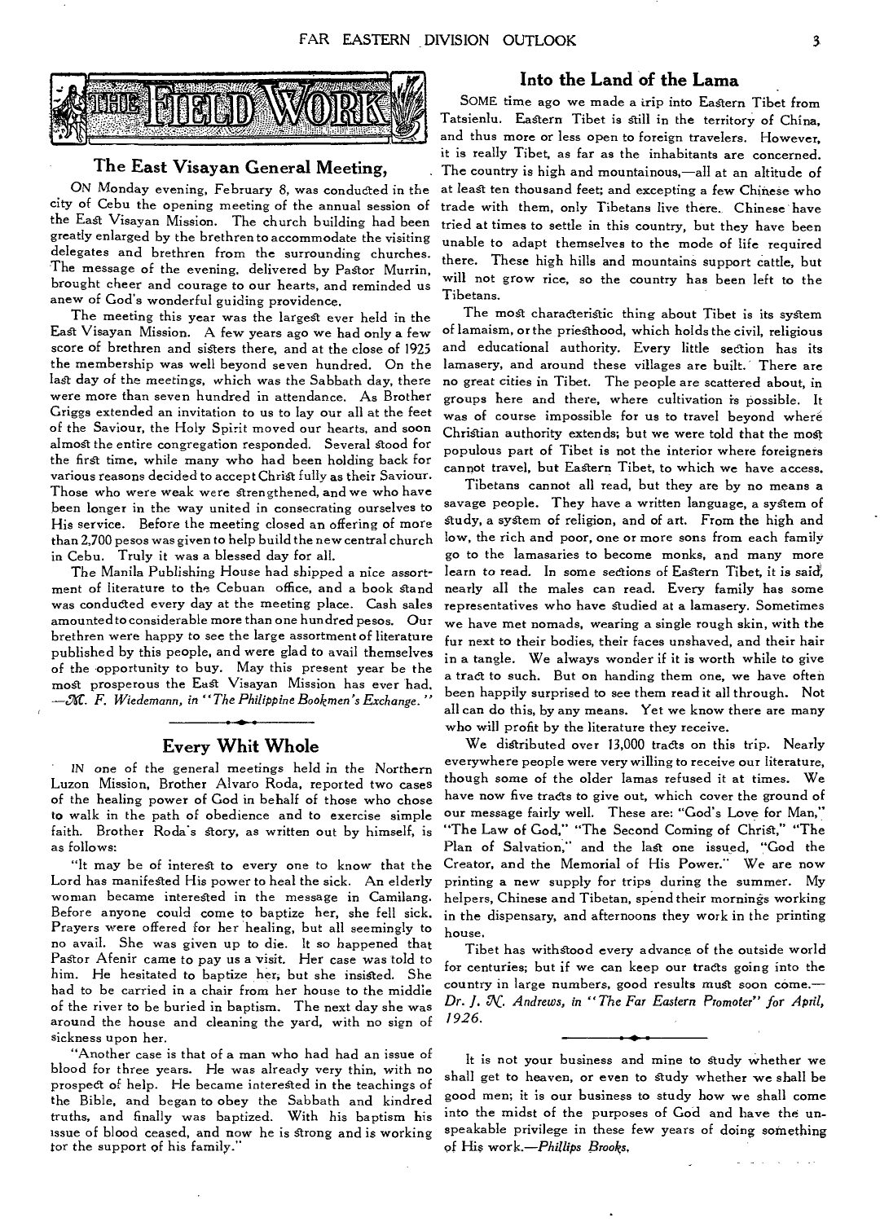## THE FIELD WORK

### The East Visayan General Meeting,

ON Monday evening, February 8, was conducted in the city of Cebu the opening meeting of the annual session of the East Visayan Mission. The church building had been greatly enlarged by the brethren to accommodate the visiting delegates and brethren from the surrounding churches. The message of the evening, delivered by Pastor Murrin, brought cheer and courage to our hearts, and reminded us anew of God's wonderful guiding providence.

The meeting this year was the largest ever held in the East Visayan Mission. A few years ago we had only a few score of brethren and sisters there, and at the close of 1925 the membership was well beyond seven hundred. On the last day of the meetings, which was the Sabbath day, there were more than seven hundred in attendance. As Brother Griggs extended an invitation to us to lay our all at the feet of the Saviour, the Holy Spirit moved our hearts, and soon almost the entire congregation responded. Several stood for the first time, while many who had been holding back for various reasons decided to accept Christ fully as their Saviour. Those who were weak were strengthened, and we who have been longer in the way united in consecrating ourselves to His service. Before the meeting closed an offering of more than 2,700 pesos was given to help build the new central church in Cebu. Truly it was a blessed day for all.

The Manila Publishing House had shipped a nice assortment of literature to the Cebuan office, and a book stand was conducted every day at the meeting place. Cash sales amounted to considerable more than one hundred pesos. Our brethren were happy to see the large assortment of literature published by this people, and were glad to avail themselves of the opportunity to buy. May this present year be the most prosperous the East Visayan Mission has ever had. —*M. F. Wiedemann, in "The Philippine Bookmen's Exchange."*

### Every Whit Whole

IN one of the general meetings held in the Northern Luzon Mission, Brother Alvaro Roda, reported two cases of the healing power of God in behalf of those who chose to walk in the path of obedience and to exercise simple faith. Brother Roda's story, as written out by himself, is as follows:

"It may be of interest to every one to know that the Lord has manifested His power to heal the sick. An elderly woman became interested in the message in Camilang. Before anyone could come to baptize her, she fell sick. Prayers were offered for her healing, but all seemingly to no avail. She was given up to die. It so happened that Pastor Afenir came to pay us a visit. Her case was told to him. He hesitated to baptize her, but she insisted. She had to be carried in a chair from her house to the middle of the river to be buried in baptism. The next day she was around the house and cleaning the yard, with no sign of sickness upon her.

"Another case is that of a man who had had an issue of blood for three years. He was already very thin, with no prospect of help. He became interested in the teachings of the Bible, and began to obey the Sabbath and kindred truths, and finally was baptized. With his baptism his issue of blood ceased, and now he is strong and is working for the support of his family."

### Into the Land of the Lama

SOME time ago we made a trip into Eastern Tibet from Tatsienlu. Eastern Tibet is still in the territory of China, and thus more or less open to foreign travelers. However, it is really Tibet, as far as the inhabitants are concerned. The country is high and mountainous,—all at an altitude of at least ten thousand feet; and excepting a few Chinese who trade with them, only Tibetans live there. Chinese have tried at times to settle in this country, but they have been unable to adapt themselves to the mode of life required there. These high hills and mountains support cattle, but will not grow rice, so the country has been left to the Tibetans.

The most characteristic thing about Tibet is its system of lamaism, or the priesthood, which holds the civil, religious and educational authority. Every little section has its lamasery, and around these villages are built. There are no great cities in Tibet. The people are scattered about, in groups here and there, where cultivation is possible. It was of course impossible for us to travel beyond where Christian authority extends; but we were told that the most populous part of Tibet is not the interior where foreigners cannot travel, but Eastern Tibet, to which we have access.

Tibetans cannot all read, but they are by no means a savage people. They have a written language, a system of study, a system of religion, and of art. From the high and low, the rich and poor, one or more sons from each family go to the lamasaries to become monks, and many more learn to read. In some sections of Eastern Tibet, it is said, nearly all the males can read. Every family has some representatives who have studied at a lamasery. Sometimes we have met nomads, wearing a single rough skin, with the fur next to their bodies, their faces unshaved, and their hair in a tangle. We always wonder if it is worth while to give a tract to such. But on handing them one, we have often been happily surprised to see them read it all through. Not all can do this, by any means. Yet we know there are many who will profit by the literature they receive.

We distributed over 13,000 tracts on this trip. Nearly everywhere people were very willing to receive our literature, though some of the older lamas refused it at times. We have now five tracts to give out, which cover the ground of our message fairly well. These are: "God's Love for Man," "The Law of God," "The Second Coming of Christ," "The Plan of Salvation," and the last one issued, "God the Creator, and the Memorial of His Power." We are now printing a new supply for trips during the summer. My helpers, Chinese and Tibetan, spend their mornings working in the dispensary, and afternoons they work in the printing house.

Tibet has withstood every advance of the outside world for centuries; but if we can keep our tracts going into the country in large numbers, good results must soon come.— *Dr. J. N. Andrews, in "The Far Eastern Promoter" for April, 1926.*

---

It is not your business and mine to study whether we shall get to heaven, or even to study whether we shall be good men; it is our business to study how we shall come into the midst of the purposes of God and have the unspeakable privilege in these few years of doing something of His work.—*Phillips Brooks.*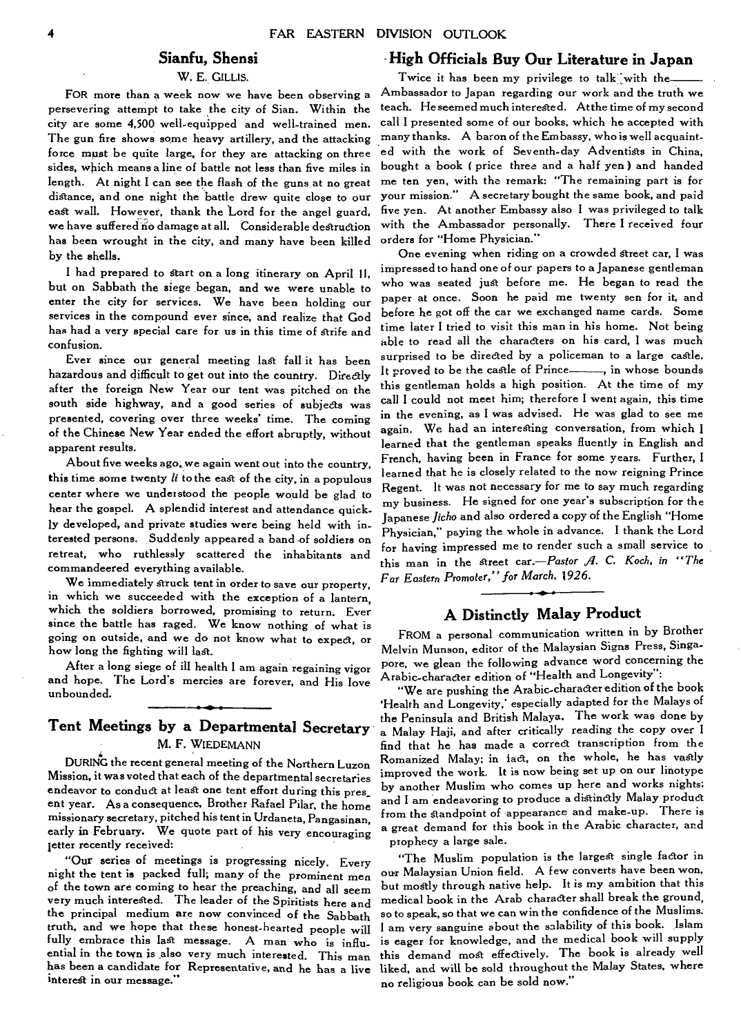## Sianfu, Shensi

W. E. GILLIS.

FOR more than a week now we have been observing a persevering attempt to take the city of Sian. Within the city are some 4,500 well-equipped and well-trained men. The gun fire shows some heavy artillery, and the attacking force must be quite large, for they are attacking on three sides, which means a line of battle not less than five miles in length. At night I can see the flash of the guns at no great distance, and one night the battle drew quite close to our east wall. However, thank the Lord for the angel guard, we have suffered no damage at all. Considerable destruction has been wrought in the city, and many have been killed by the shells.

I had prepared to start on a long itinerary on April 11, but on Sabbath the siege began, and we were unable to enter the city for services. We have been holding our services in the compound ever since, and realize that God has had a very special care for us in this time of strife and confusion.

Ever since our general meeting last fall it has been hazardous and difficult to get out into the country. Directly after the foreign New Year our tent was pitched on the south side highway, and a good series of subjects was presented, covering over three weeks' time. The coming of the Chinese New Year ended the effort abruptly, without apparent results.

About five weeks ago, we again went out into the country, this time some twenty *li* to the east of the city, in a populous center where we understood the people would be glad to hear the gospel. A splendid interest and attendance quickly developed, and private studies were being held with interested persons. Suddenly appeared a band of soldiers on retreat, who ruthlessly scattered the inhabitants and commandeered everything available.

We immediately struck tent in order to save our property, in which we succeeded with the exception of a lantern, which the soldiers borrowed, promising to return. Ever since the battle has raged. We know nothing of what is going on outside, and we do not know what to expect, or how long the fighting will last.

After a long siege of ill health I am again regaining vigor and hope. The Lord's mercies are forever, and His love unbounded.

## Tent Meetings by a Departmental Secretary

M. F. WIEDEMANN

DURING the recent general meeting of the Northern Luzon Mission, it was voted that each of the departmental secretaries endeavor to conduct at least one tent effort during this present year. As a consequence, Brother Rafael Pilar, the home missionary secretary, pitched his tent in Urdaneta, Pangasinan, early in February. We quote part of his very encouraging letter recently received:

"Our series of meetings is progressing nicely. Every night the tent is packed full; many of the prominent men of the town are coming to hear the preaching, and all seem very much interested. The leader of the Spiritists here and the principal medium are now convinced of the Sabbath truth, and we hope that these honest-hearted people will fully embrace this last message. A man who is influential in the town is also very much interested. This man has been a candidate for Representative, and he has a live interest in our message."

## High Officials Buy Our Literature in Japan

Twice it has been my privilege to talk with the——— Ambassador to Japan regarding our work and the truth we teach. He seemed much interested. At the time of my second call I presented some of our books, which he accepted with many thanks. A baron of the Embassy, who is well acquainted with the work of Seventh-day Adventists in China, bought a book (price three and a half yen) and handed me ten yen, with the remark: "The remaining part is for your mission." A secretary bought the same book, and paid five yen. At another Embassy also I was privileged to talk with the Ambassador personally. There I received four orders for "Home Physician."

One evening when riding on a crowded street car, I was impressed to hand one of our papers to a Japanese gentleman who was seated just before me. He began to read the paper at once. Soon he paid me twenty sen for it, and before he got off the car we exchanged name cards. Some time later I tried to visit this man in his home. Not being able to read all the characters on his card, I was much surprised to be directed by a policeman to a large castle. It proved to be the castle of Prince———, in whose bounds this gentleman holds a high position. At the time of my call I could not meet him; therefore I went again, this time in the evening, as I was advised. He was glad to see me again. We had an interesting conversation, from which I learned that the gentleman speaks fluently in English and French, having been in France for some years. Further, I learned that he is closely related to the now reigning Prince Regent. It was not necessary for me to say much regarding my business. He signed for one year's subscription for the Japanese *Jicho* and also ordered a copy of the English "Home Physician," paying the whole in advance. I thank the Lord for having impressed me to render such a small service to this man in the street car.—*Pastor A. C. Koch, in "The Far Eastern Promoter," for March, 1926.*

## A Distinctly Malay Product

FROM a personal communication written in by Brother Melvin Munson, editor of the Malaysian Signs Press, Singapore, we glean the following advance word concerning the Arabic-character edition of "Health and Longevity":

"We are pushing the Arabic-character edition of the book 'Health and Longevity,' especially adapted for the Malays of the Peninsula and British Malaya. The work was done by a Malay Haji, and after critically reading the copy over I find that he has made a correct transcription from the Romanized Malay; in fact, on the whole, he has vastly improved the work. It is now being set up on our linotype by another Muslim who comes up here and works nights; and I am endeavoring to produce a distinctly Malay product from the standpoint of appearance and make-up. There is a great demand for this book in the Arabic character, and prophecy a large sale.

"The Muslim population is the largest single factor in our Malaysian Union field. A few converts have been won, but mostly through native help. It is my ambition that this medical book in the Arab character shall break the ground, so to speak, so that we can win the confidence of the Muslims. I am very sanguine about the salability of this book. Islam is eager for knowledge, and the medical book will supply this demand most effectively. The book is already well liked, and will be sold throughout the Malay States, where no religious book can be sold now."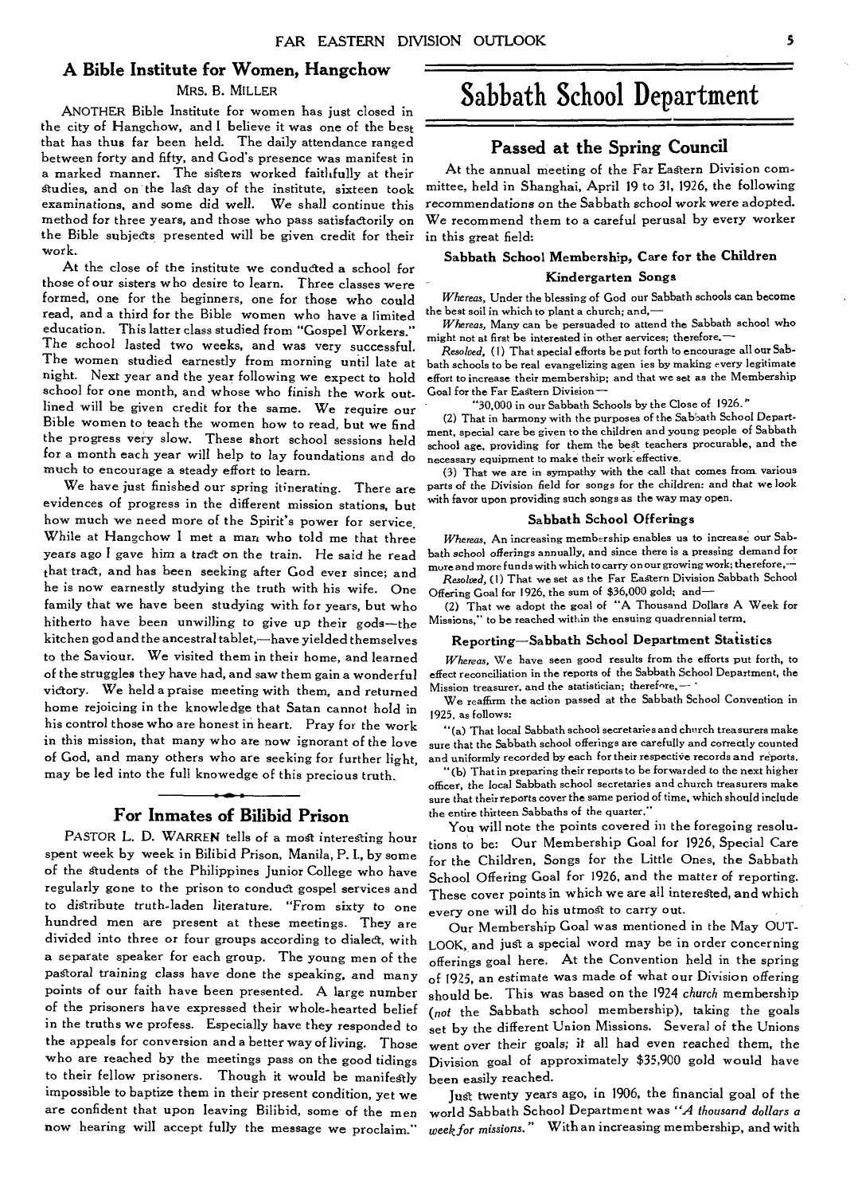## A Bible Institute for Women, Hangchow

MRS. B. MILLER

ANOTHER Bible Institute for women has just closed in the city of Hangchow, and I believe it was one of the best that has thus far been held. The daily attendance ranged between forty and fifty, and God's presence was manifest in a marked manner. The sisters worked faithfully at their studies, and on the last day of the institute, sixteen took examinations, and some did well. We shall continue this method for three years, and those who pass satisfactorily on the Bible subjects presented will be given credit for their work.

At the close of the institute we conducted a school for those of our sisters who desire to learn. Three classes were formed, one for the beginners, one for those who could read, and a third for the Bible women who have a limited education. This latter class studied from "Gospel Workers." The school lasted two weeks, and was very successful. The women studied earnestly from morning until late at night. Next year and the year following we expect to hold school for one month, and whose who finish the work outlined will be given credit for the same. We require our Bible women to teach the women how to read, but we find the progress very slow. These short school sessions held for a month each year will help to lay foundations and do much to encourage a steady effort to learn.

We have just finished our spring itinerating. There are evidences of progress in the different mission stations, but how much we need more of the Spirit's power for service. While at Hangchow I met a man who told me that three years ago I gave him a tract on the train. He said he read that tract, and has been seeking after God ever since; and he is now earnestly studying the truth with his wife. One family that we have been studying with for years, but who hitherto have been unwilling to give up their gods—the kitchen god and the ancestral tablet,—have yielded themselves to the Saviour. We visited them in their home, and learned of the struggles they have had, and saw them gain a wonderful victory. We held a praise meeting with them, and returned home rejoicing in the knowledge that Satan cannot hold in his control those who are honest in heart. Pray for the work in this mission, that many who are now ignorant of the love of God, and many others who are seeking for further light, may be led into the full knowedge of this precious truth.

## For Inmates of Bilibid Prison

PASTOR L. D. WARREN tells of a most interesting hour spent week by week in Bilibid Prison, Manila, P. I., by some of the students of the Philippines Junior College who have regularly gone to the prison to conduct gospel services and to distribute truth-laden literature. "From sixty to one hundred men are present at these meetings. They are divided into three or four groups according to dialect, with a separate speaker for each group. The young men of the pastoral training class have done the speaking, and many points of our faith have been presented. A large number of the prisoners have expressed their whole-hearted belief in the truths we profess. Especially have they responded to the appeals for conversion and a better way of living. Those who are reached by the meetings pass on the good tidings to their fellow prisoners. Though it would be manifestly impossible to baptize them in their present condition, yet we are confident that upon leaving Bilibid, some of the men now hearing will accept fully the message we proclaim."

# Sabbath School Department

## Passed at the Spring Council

At the annual meeting of the Far Eastern Division committee, held in Shanghai, April 19 to 31, 1926, the following recommendations on the Sabbath school work were adopted. We recommend them to a careful perusal by every worker in this great field:

### Sabbath School Membership, Care for the Children Kindergarten Songs

*Whereas*, Under the blessing of God our Sabbath schools can become the best soil in which to plant a church; and,—

*Whereas*, Many can be persuaded to attend the Sabbath school who might not at first be interested in other services; therefore,—

*Resolved*, (1) That special efforts be put forth to encourage all our Sabbath schools to be real evangelizing agen ies by making every legitimate effort to increase their membership; and that we set as the Membership Goal for the Far Eastern Division—

"30,000 in our Sabbath Schools by the Close of 1926."

(2) That in harmony with the purposes of the Sabbath School Department, special care be given to the children and young people of Sabbath school age, providing for them the best teachers procurable, and the necessary equipment to make their work effective.

(3) That we are in sympathy with the call that comes from various parts of the Division field for songs for the children: and that we look with favor upon providing such songs as the way may open.

### Sabbath School Offerings

*Whereas*, An increasing membership enables us to increase our Sabbath school offerings annually, and since there is a pressing demand for more and more funds with which to carry on our growing work; therefore,—

*Resolved*, (1) That we set as the Far Eastern Division Sabbath School Offering Goal for 1926, the sum of $36,000 gold; and—

(2) That we adopt the goal of "A Thousand Dollars A Week for Missions," to be reached within the ensuing quadrennial term.

### Reporting—Sabbath School Department Statistics

*Whereas*, We have seen good results from the efforts put forth, to effect reconciliation in the reports of the Sabbath School Department, the Mission treasurer, and the statistician; therefore,—

We reaffirm the action passed at the Sabbath School Convention in 1925, as follows:

"(a) That local Sabbath school secretaries and church treasurers make sure that the Sabbath school offerings are carefully and correctly counted and uniformly recorded by each for their respective records and reports.

"(b) That in preparing their reports to be forwarded to the next higher officer, the local Sabbath school secretaries and church treasurers make sure that their reports cover the same period of time, which should include the entire thirteen Sabbaths of the quarter."

You will note the points covered in the foregoing resolutions to be: Our Membership Goal for 1926, Special Care for the Children, Songs for the Little Ones, the Sabbath School Offering Goal for 1926, and the matter of reporting. These cover points in which we are all interested, and which every one will do his utmost to carry out.

Our Membership Goal was mentioned in the May OUTLOOK, and just a special word may be in order concerning offerings goal here. At the Convention held in the spring of 1925, an estimate was made of what our Division offering should be. This was based on the 1924 *church* membership (*not* the Sabbath school membership), taking the goals set by the different Union Missions. Several of the Unions went over their goals; it all had even reached them, the Division goal of approximately $35,900 gold would have been easily reached.

Just twenty years ago, in 1906, the financial goal of the world Sabbath School Department was *"A thousand dollars a week for missions."* With an increasing membership, and with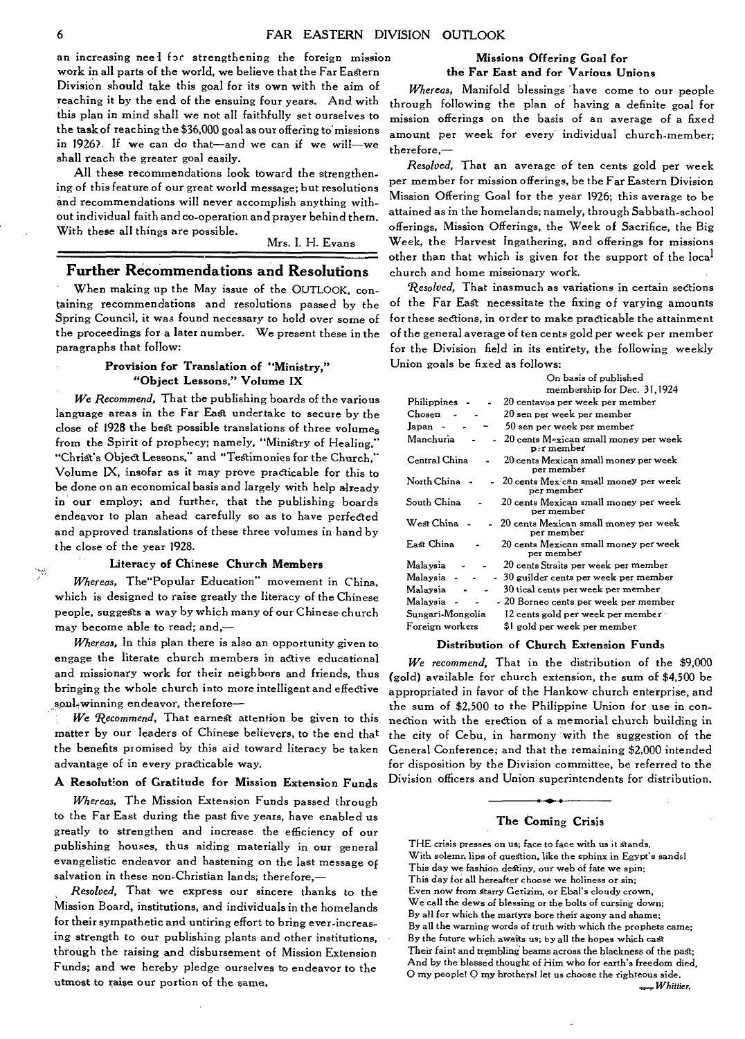an increasing need for strengthening the foreign mission work in all parts of the world, we believe that the Far Eastern Division should take this goal for its own with the aim of reaching it by the end of the ensuing four years. And with this plan in mind shall we not all faithfully set ourselves to the task of reaching the $36,000 goal as our offering to missions in 1926? If we can do that—and we can if we will—we shall reach the greater goal easily.

All these recommendations look toward the strengthening of this feature of our great world message; but resolutions and recommendations will never accomplish anything without individual faith and co-operation and prayer behind them. With these all things are possible.

Mrs. I. H. Evans

## Further Recommendations and Resolutions

When making up the May issue of the OUTLOOK, containing recommendations and resolutions passed by the Spring Council, it was found necessary to hold over some of the proceedings for a later number. We present these in the paragraphs that follow:

### Provision for Translation of "Ministry," "Object Lessons," Volume IX

*We Recommend,* That the publishing boards of the various language areas in the Far East undertake to secure by the close of 1928 the best possible translations of three volumes from the Spirit of prophecy; namely, "Ministry of Healing," "Christ's Object Lessons," and "Testimonies for the Church," Volume IX, insofar as it may prove practicable for this to be done on an economical basis and largely with help already in our employ; and further, that the publishing boards endeavor to plan ahead carefully so as to have perfected and approved translations of these three volumes in hand by the close of the year 1928.

### Literacy of Chinese Church Members

*Whereas,* The "Popular Education" movement in China, which is designed to raise greatly the literacy of the Chinese people, suggests a way by which many of our Chinese church members may become able to read; and,—

*Whereas,* In this plan there is also an opportunity given to engage the literate church members in active educational and missionary work for their neighbors and friends, thus bringing the whole church into more intelligent and effective soul-winning endeavor, therefore—

*We Recommend,* That earnest attention be given to this matter by our leaders of Chinese believers, to the end that the benefits promised by this aid toward literacy be taken advantage of in every practicable way.

### A Resolution of Gratitude for Mission Extension Funds

*Whereas,* The Mission Extension Funds passed through to the Far East during the past five years, have enabled us greatly to strengthen and increase the efficiency of our publishing houses, thus aiding materially in our general evangelistic endeavor and hastening on the last message of salvation in these non-Christian lands; therefore,—

*Resolved,* That we express our sincere thanks to the Mission Board, institutions, and individuals in the homelands for their sympathetic and untiring effort to bring ever-increasing strength to our publishing plants and other institutions, through the raising and disbursement of Mission Extension Funds; and we hereby pledge ourselves to endeavor to the utmost to raise our portion of the same.

### Missions Offering Goal for the Far East and for Various Unions

*Whereas,* Manifold blessings have come to our people through following the plan of having a definite goal for mission offerings on the basis of an average of a fixed amount per week for every individual church-member; therefore,—

*Resolved,* That an average of ten cents gold per week per member for mission offerings, be the Far Eastern Division Mission Offering Goal for the year 1926; this average to be attained as in the homelands; namely, through Sabbath-school offerings, Mission Offerings, the Week of Sacrifice, the Big Week, the Harvest Ingathering, and offerings for missions other than that which is given for the support of the local church and home missionary work.

*Resolved,* That inasmuch as variations in certain sections of the Far East necessitate the fixing of varying amounts for these sections, in order to make practicable the attainment of the general average of ten cents gold per week per member for the Division field in its entirety, the following weekly Union goals be fixed as follows:

| | On basis of published membership for Dec. 31, 1924 |
|---|---|
| Philippines | 20 centavos per week per member |
| Chosen | 20 sen per week per member |
| Japan | 50 sen per week per member |
| Manchuria | 20 cents Mexican small money per week per member |
| Central China | 20 cents Mexican small money per week per member |
| North China | 20 cents Mexican small money per week per member |
| South China | 20 cents Mexican small money per week per member |
| West China | 20 cents Mexican small money per week per member |
| East China | 20 cents Mexican small money per week per member |
| Malaysia | 20 cents Straits per week per member |
| Malaysia | 30 guilder cents per week per member |
| Malaysia | 30 tical cents per week per member |
| Malaysia | 20 Borneo cents per week per member |
| Sungari-Mongolia | 12 cents gold per week per member |
| Foreign workers | $1 gold per week per member |

### Distribution of Church Extension Funds

*We recommend,* That in the distribution of the $9,000 (gold) available for church extension, the sum of $4,500 be appropriated in favor of the Hankow church enterprise, and the sum of $2,500 to the Philippine Union for use in connection with the erection of a memorial church building in the city of Cebu, in harmony with the suggestion of the General Conference; and that the remaining $2,000 intended for disposition by the Division committee, be referred to the Division officers and Union superintendents for distribution.

---

### The Coming Crisis

THE crisis presses on us; face to face with us it stands,
With solemn lips of question, like the sphinx in Egypt's sands!
This day we fashion destiny, our web of fate we spin;
This day for all hereafter choose we holiness or sin;
Even now from starry Gerizim, or Ebal's cloudy crown,
We call the dews of blessing or the bolts of cursing down;
By all for which the martyrs bore their agony and shame;
By all the warning words of truth with which the prophets came;
By the future which awaits us; by all the hopes which cast
Their faint and trembling beams across the blackness of the past;
And by the blessed thought of Him who for earth's freedom died,
O my people! O my brothers! let us choose the righteous side.

—*Whittier.*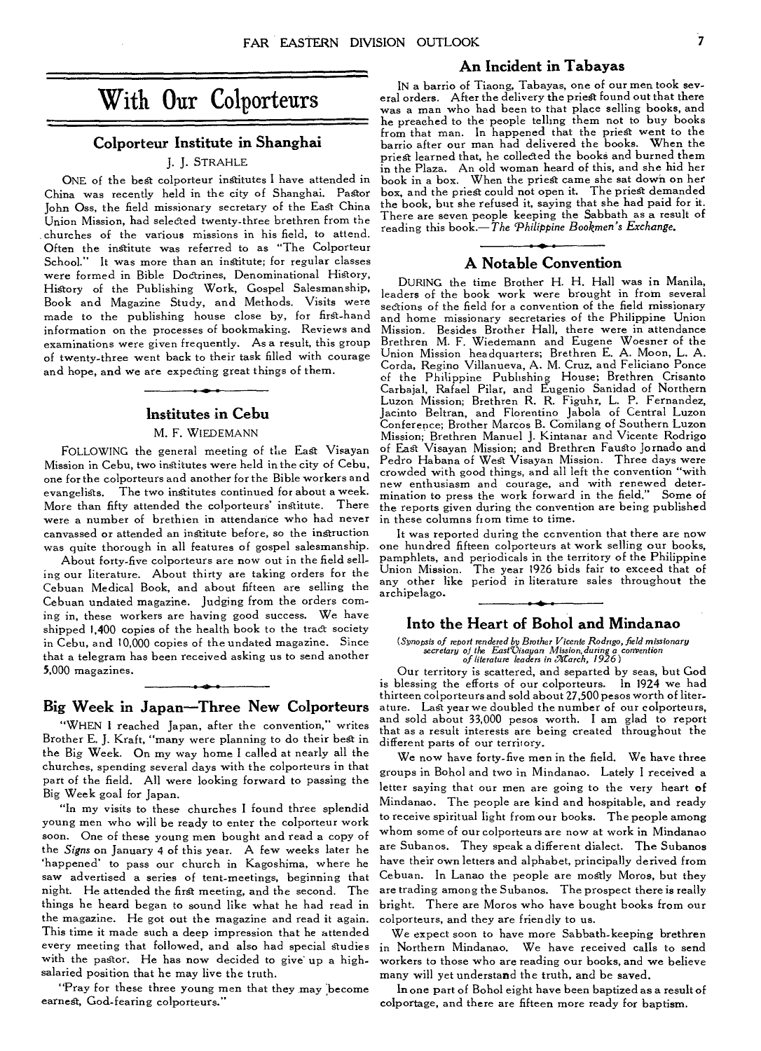# With Our Colporteurs

## Colporteur Institute in Shanghai

J. J. STRAHLE

ONE of the best colporteur institutes I have attended in China was recently held in the city of Shanghai. Pastor John Oss, the field missionary secretary of the East China Union Mission, had selected twenty-three brethren from the churches of the various missions in his field, to attend. Often the institute was referred to as "The Colporteur School." It was more than an institute; for regular classes were formed in Bible Doctrines, Denominational History, History of the Publishing Work, Gospel Salesmanship, Book and Magazine Study, and Methods. Visits were made to the publishing house close by, for first-hand information on the processes of bookmaking. Reviews and examinations were given frequently. As a result, this group of twenty-three went back to their task filled with courage and hope, and we are expecting great things of them.

## Institutes in Cebu

M. F. WIEDEMANN

FOLLOWING the general meeting of the East Visayan Mission in Cebu, two institutes were held in the city of Cebu, one for the colporteurs and another for the Bible workers and evangelists. The two institutes continued for about a week. More than fifty attended the colporteurs' institute. There were a number of brethren in attendance who had never canvassed or attended an institute before, so the instruction was quite thorough in all features of gospel salesmanship.

About forty-five colporteurs are now out in the field selling our literature. About thirty are taking orders for the Cebuan Medical Book, and about fifteen are selling the Cebuan undated magazine. Judging from the orders coming in, these workers are having good success. We have shipped 1,400 copies of the health book to the tract society in Cebu, and 10,000 copies of the undated magazine. Since that a telegram has been received asking us to send another 5,000 magazines.

## Big Week in Japan—Three New Colporteurs

"WHEN I reached Japan, after the convention," writes Brother E. J. Kraft, "many were planning to do their best in the Big Week. On my way home I called at nearly all the churches, spending several days with the colporteurs in that part of the field. All were looking forward to passing the Big Week goal for Japan.

"In my visits to these churches I found three splendid young men who will be ready to enter the colporteur work soon. One of these young men bought and read a copy of the *Signs* on January 4 of this year. A few weeks later he 'happened' to pass our church in Kagoshima, where he saw advertised a series of tent-meetings, beginning that night. He attended the first meeting, and the second. The things he heard began to sound like what he had read in the magazine. He got out the magazine and read it again. This time it made such a deep impression that he attended every meeting that followed, and also had special studies with the pastor. He has now decided to give up a high-salaried position that he may live the truth.

"Pray for these three young men that they may become earnest, God-fearing colporteurs."

## An Incident in Tabayas

IN a barrio of Tiaong, Tabayas, one of our men took several orders. After the delivery the priest found out that there was a man who had been to that place selling books, and he preached to the people telling them not to buy books from that man. In happened that the priest went to the barrio after our man had delivered the books. When the priest learned that, he collected the books and burned them in the Plaza. An old woman heard of this, and she hid her book in a box. When the priest came she sat down on her box, and the priest could not open it. The priest demanded the book, but she refused it, saying that she had paid for it. There are seven people keeping the Sabbath as a result of reading this book.—*The Philippine Bookmen's Exchange.*

## A Notable Convention

DURING the time Brother H. H. Hall was in Manila, leaders of the book work were brought in from several sections of the field for a convention of the field missionary and home missionary secretaries of the Philippine Union Mission. Besides Brother Hall, there were in attendance Brethren M. F. Wiedemann and Eugene Woesner of the Union Mission headquarters; Brethren E. A. Moon, L. A. Corda, Regino Villanueva, A. M. Cruz, and Feliciano Ponce of the Philippine Publishing House; Brethren Crisanto Carbajal, Rafael Pilar, and Eugenio Sanidad of Northern Luzon Mission; Brethren R. R. Figuhr, L. P. Fernandez, Jacinto Beltran, and Florentino Jabola of Central Luzon Conference; Brother Marcos B. Comilang of Southern Luzon Mission; Brethren Manuel J. Kintanar and Vicente Rodrigo of East Visayan Mission; and Brethren Fausto Jornado and Pedro Habana of West Visayan Mission. Three days were crowded with good things, and all left the convention "with new enthusiasm and courage, and with renewed determination to press the work forward in the field." Some of the reports given during the convention are being published in these columns from time to time.

It was reported during the convention that there are now one hundred fifteen colporteurs at work selling our books, pamphlets, and periodicals in the territory of the Philippine Union Mission. The year 1926 bids fair to exceed that of any other like period in literature sales throughout the archipelago.

## Into the Heart of Bohol and Mindanao

*(Synopsis of report rendered by Brother Vicente Rodrigo, field missionary secretary of the East Visayan Mission, during a convention of literature leaders in March, 1926)*

Our territory is scattered, and separted by seas, but God is blessing the efforts of our colporteurs. In 1924 we had thirteen colporteurs and sold about 27,500 pesos worth of literature. Last year we doubled the number of our colporteurs, and sold about 33,000 pesos worth. I am glad to report that as a result interests are being created throughout the different parts of our territory.

We now have forty-five men in the field. We have three groups in Bohol and two in Mindanao. Lately I received a letter saying that our men are going to the very heart of Mindanao. The people are kind and hospitable, and ready to receive spiritual light from our books. The people among whom some of our colporteurs are now at work in Mindanao are Subanos. They speak a different dialect. The Subanos have their own letters and alphabet, principally derived from Cebuan. In Lanao the people are mostly Moros, but they are trading among the Subanos. The prospect there is really bright. There are Moros who have bought books from our colporteurs, and they are friendly to us.

We expect soon to have more Sabbath-keeping brethren in Northern Mindanao. We have received calls to send workers to those who are reading our books, and we believe many will yet understand the truth, and be saved.

In one part of Bohol eight have been baptized as a result of colportage, and there are fifteen more ready for baptism.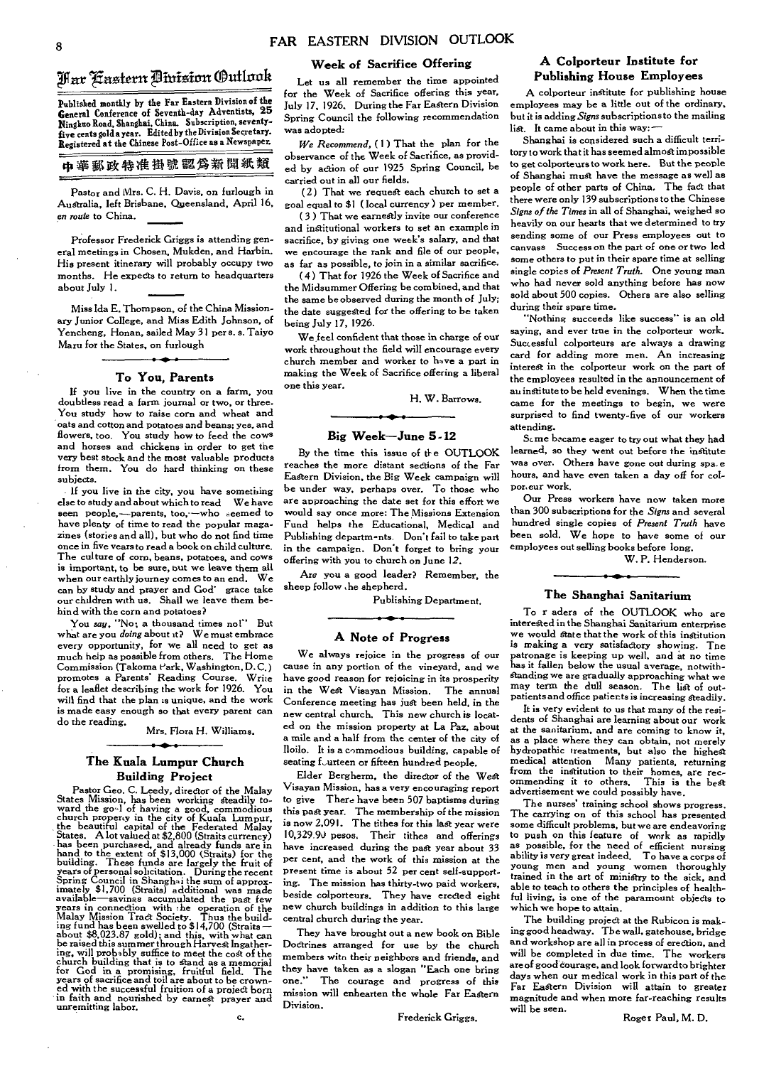# Far Eastern Division Outlook

Published monthly by the Far Eastern Division of the General Conference of Seventh-day Adventists, 25 Ningkuo Road, Shanghai, China. Subscription, seventy-five cents gold a year. Edited by the Division Secretary. Registered at the Chinese Post-Office as a Newspaper.

中華郵政特准掛號認爲新聞紙類

Pastor and Mrs. C. H. Davis, on furlough in Australia, left Brisbane, Queensland, April 16, *en route* to China.

Professor Frederick Griggs is attending general meetings in Chosen, Mukden, and Harbin. His present itinerary will probably occupy two months. He expects to return to headquarters about July 1.

Miss Ida E. Thompson, of the China Missionary Junior College, and Miss Edith Johnson, of Yencheng, Honan, sailed May 31 per s. s. Taiyo Maru for the States, on furlough

## To You, Parents

If you live in the country on a farm, you doubtless read a farm journal or two, or three. You study how to raise corn and wheat and oats and cotton and potatoes and beans; yes, and flowers, too. You study how to feed the cows and horses and chickens in order to get the very best stock and the most valuable products from them. You do hard thinking on these subjects.

If you live in the city, you have something else to study and about which to read We have seen people,—parents, too,—who seemed to have plenty of time to read the popular magazines (stories and all), but who do not find time once in five years to read a book on child culture. The culture of corn, beans, potatoes, and cows is important, to be sure, but we leave them all when our earthly journey comes to an end. We can by study and prayer and God' grace take our children with us. Shall we leave them behind with the corn and potatoes?

You *say*, "No; a thousand times no!" But what are you *doing* about it? We must embrace every opportunity, for we all need to get as much help as possible from others. The Home Commission (Takoma Park, Washington, D. C.) promotes a Parents' Reading Course. Write for a leaflet describing the work for 1926. You will find that the plan is unique, and the work is made easy enough so that every parent can do the reading.

Mrs. Flora H. Williams.

## The Kuala Lumpur Church Building Project

Pastor Geo. C. Leedy, director of the Malay States Mission, has been working steadily toward the goal of having a good, commodious church property in the city of Kuala Lumpur, the beautiful capital of the Federated Malay States. A lot valued at $2,800 (Straits currency) has been purchased, and already funds are in hand to the extent of $13,000 (Straits) for the building. These funds are largely the fruit of years of personal solicitation. During the recent Spring Council in Shanghai the sum of approximately $1,700 (Straits) additional was made available—savings accumulated the past few years in connection with the operation of the Malay Mission Tract Society. Thus the building fund has been swelled to $14,700 (Straits—about $8,023.87 gold); and this, with what can be raised this summer through Harvest Ingathering, will probably suffice to meet the cost of the church building that is to stand as a memorial for God in a promising, fruitful field. The years of sacrifice and toil are about to be crowned with the successful fruition of a project born in faith and nourished by earnest prayer and unremitting labor.

C.

## Week of Sacrifice Offering

Let us all remember the time appointed for the Week of Sacrifice offering this year, July 17, 1926. During the Far Eastern Division Spring Council the following recommendation was adopted:

*We Recommend*, (1) That the plan for the observance of the Week of Sacrifice, as provided by action of our 1925 Spring Council, be carried out in all our fields.

(2) That we request each church to set a goal equal to $1 (local currency) per member.

(3) That we earnestly invite our conference and institutional workers to set an example in sacrifice, by giving one week's salary, and that we encourage the rank and file of our people, as far as possible, to join in a similar sacrifice.

(4) That for 1926 the Week of Sacrifice and the Midsummer Offering be combined, and that the same be observed during the month of July; the date suggested for the offering to be taken being July 17, 1926.

We feel confident that those in charge of our work throughout the field will encourage every church member and worker to have a part in making the Week of Sacrifice offering a liberal one this year.

H. W. Barrows.

## Big Week—June 5-12

By the time this issue of the OUTLOOK reaches the more distant sections of the Far Eastern Division, the Big Week campaign will be under way, perhaps over. To those who are approaching the date set for this effort we would say once more: The Missions Extension Fund helps the Educational, Medical and Publishing departments. Don't fail to take part in the campaign. Don't forget to bring your offering with you to church on June 12.

Are you a good leader? Remember, the sheep follow the shepherd.

Publishing Department.

## A Note of Progress

We always rejoice in the progress of our cause in any portion of the vineyard, and we have good reason for rejoicing in its prosperity in the West Visayan Mission. The annual Conference meeting has just been held, in the new central church. This new church is located on the mission property at La Paz, about a mile and a half from the center of the city of Iloilo. It is a commodious building, capable of seating fourteen or fifteen hundred people.

Elder Bergherm, the director of the West Visayan Mission, has a very encouraging report to give There have been 507 baptisms during this past year. The membership of the mission is now 2,091. The tithes for this last year were 10,329.90 pesos. Their tithes and offerings have increased during the past year about 33 per cent, and the work of this mission at the present time is about 52 per cent self-supporting. The mission has thirty-two paid workers, beside colporteurs. They have erected eight new church buildings in addition to this large central church during the year.

They have brought out a new book on Bible Doctrines arranged for use by the church members with their neighbors and friends, and they have taken as a slogan "Each one bring one." The courage and progress of this mission will enhearten the whole Far Eastern Division.

Frederick Griggs.

## A Colporteur Institute for Publishing House Employees

A colporteur institute for publishing house employees may be a little out of the ordinary, but it is adding *Signs* subscriptions to the mailing list. It came about in this way:—

Shanghai is considered such a difficult territory to work that it has seemed almost impossible to get colporteurs to work here. But the people of Shanghai must have the message as well as people of other parts of China. The fact that there were only 139 subscriptions to the Chinese *Signs of the Times* in all of Shanghai, weighed so heavily on our hearts that we determined to try sending some of our Press employees out to canvass Success on the part of one or two led some others to put in their spare time at selling single copies of *Present Truth*. One young man who had never sold anything before has now sold about 500 copies. Others are also selling during their spare time.

"Nothing succeeds like success" is an old saying, and ever true in the colporteur work. Successful colporteurs are always a drawing card for adding more men. An increasing interest in the colporteur work on the part of the employees resulted in the announcement of an institute to be held evenings. When the time came for the meetings to begin, we were surprised to find twenty-five of our workers attending.

Some became eager to try out what they had learned, so they went out before the institute was over. Others have gone out during spare hours, and have even taken a day off for colporteur work.

Our Press workers have now taken more than 300 subscriptions for the *Signs* and several hundred single copies of *Present Truth* have been sold. We hope to have some of our employees out selling books before long.

W. P. Henderson.

## The Shanghai Sanitarium

To readers of the OUTLOOK who are interested in the Shanghai Sanitarium enterprise we would state that the work of this institution is making a very satisfactory showing. The patronage is keeping up well, and at no time has it fallen below the usual average, notwithstanding we are gradually approaching what we may term the dull season. The list of outpatients and office patients is increasing steadily.

It is very evident to us that many of the residents of Shanghai are learning about our work at the sanitarium, and are coming to know it, as a place where they can obtain, not merely hydropathic treatments, but also the highest medical attention Many patients, returning from the institution to their homes, are recommending it to others. This is the best advertisement we could possibly have.

The nurses' training school shows progress. The carrying on of this school has presented some difficult problems, but we are endeavoring to push on this feature of work as rapidly as possible, for the need of efficient nursing ability is very great indeed. To have a corps of young men and young women thoroughly trained in the art of ministry to the sick, and able to teach to others the principles of healthful living, is one of the paramount objects to which we hope to attain.

The building project at the Rubicon is making good headway. The wall, gatehouse, bridge and workshop are all in process of erection, and will be completed in due time. The workers are of good courage, and look forward to brighter days when our medical work in this part of the Far Eastern Division will attain to greater magnitude and when more far-reaching results will be seen.

Roger Paul, M. D.